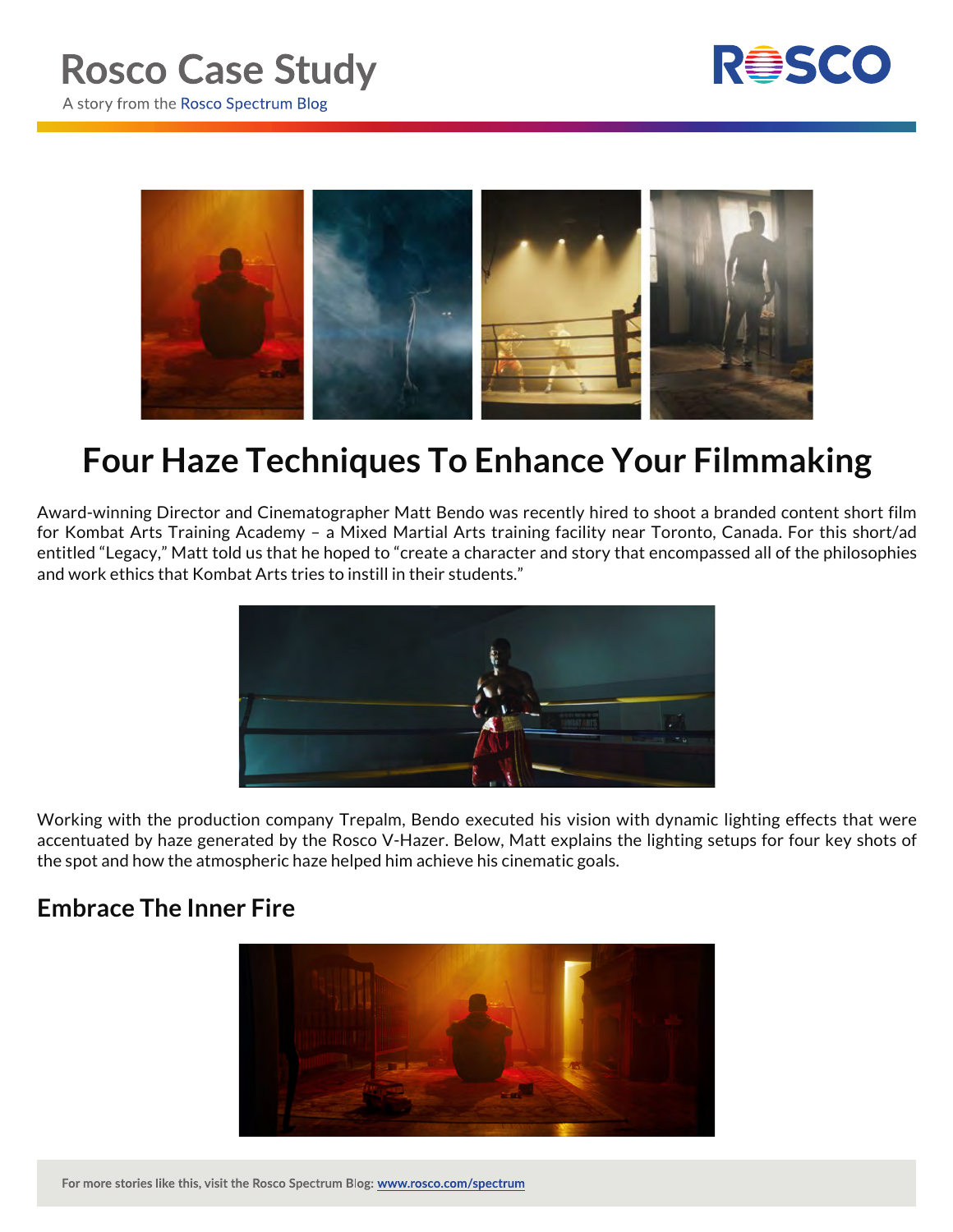# Rosco Case Study

A story from the Rosco Spectrum Blog

## Four Haze Techniques To Enhance Your Filmmaking

Award-winning Director and Cinematographer Matt Bendo was recently hired to shoot a branded content short film for Kombat Arts Training Academy – a Mixed Martial Arts training facility near Toronto, Canada. For this short/ad entitled "Legacy," Matt told us that he hoped to "create a character and story that encompassed all of the philosophies and work ethics that Kombat Arts tries to instill in their students."

Working with the production company Trepalm, Bendo executed his vision with dynamic lighting effects that were accentuated by haze generated by the Rosco V-Hazer. Below, Matt explains the lighting setups for four key shots of the spot and how the atmospheric haze helped him achieve his cinematic goals.

### Embrace The Inner Fire

For more stories like this, visit the Rosco Spectrum Blog: www.rosco.com/spectrum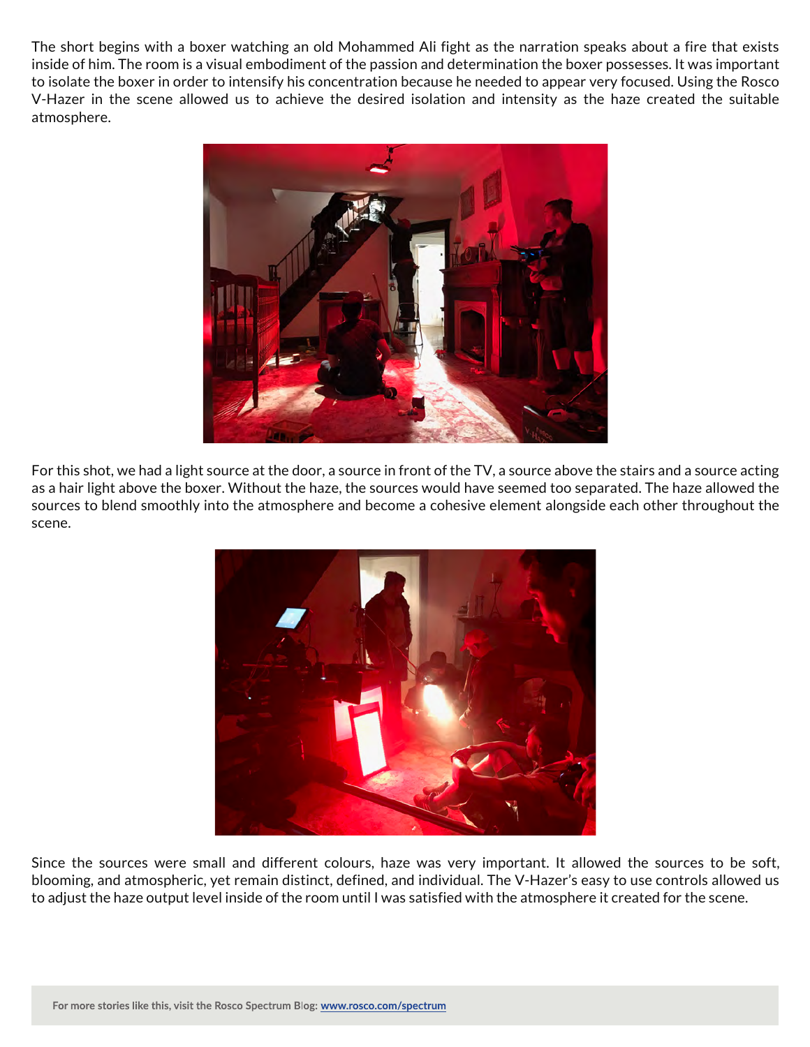The short begins with a boxer watching an old Mohammed Ali fight as the narration speaks about a fire that exists inside of him. The room is a visual embodiment of the passion and determination the boxer possesses. It was important to isolate the boxer in order to intensify his concentration because he needed to appear very focused. Using the Rosco V-Hazer in the scene allowed us to achieve the desired isolation and intensity as the haze created the suitable atmosphere.

For this shot, we had a light source at the door, a source in front of the TV, a source above the stairs and a source acting as a hair light above the boxer. Without the haze, the sources would have seemed too separated. The haze allowed the sources to blend smoothly into the atmosphere and become a cohesive element alongside each other throughout the scene.

Since the sources were small and different colours, haze was very important. It allowed the sources to be soft, blooming, and atmospheric, yet remain distinct, defined, and individual. The V-Hazer's easy to use controls allowed us to adjust the haze output level inside of the room until I was satisfied with the atmosphere it created for the scene.

For more stories like this, visit the Rosco Spectrum Blog: www.rosco.com/spectrum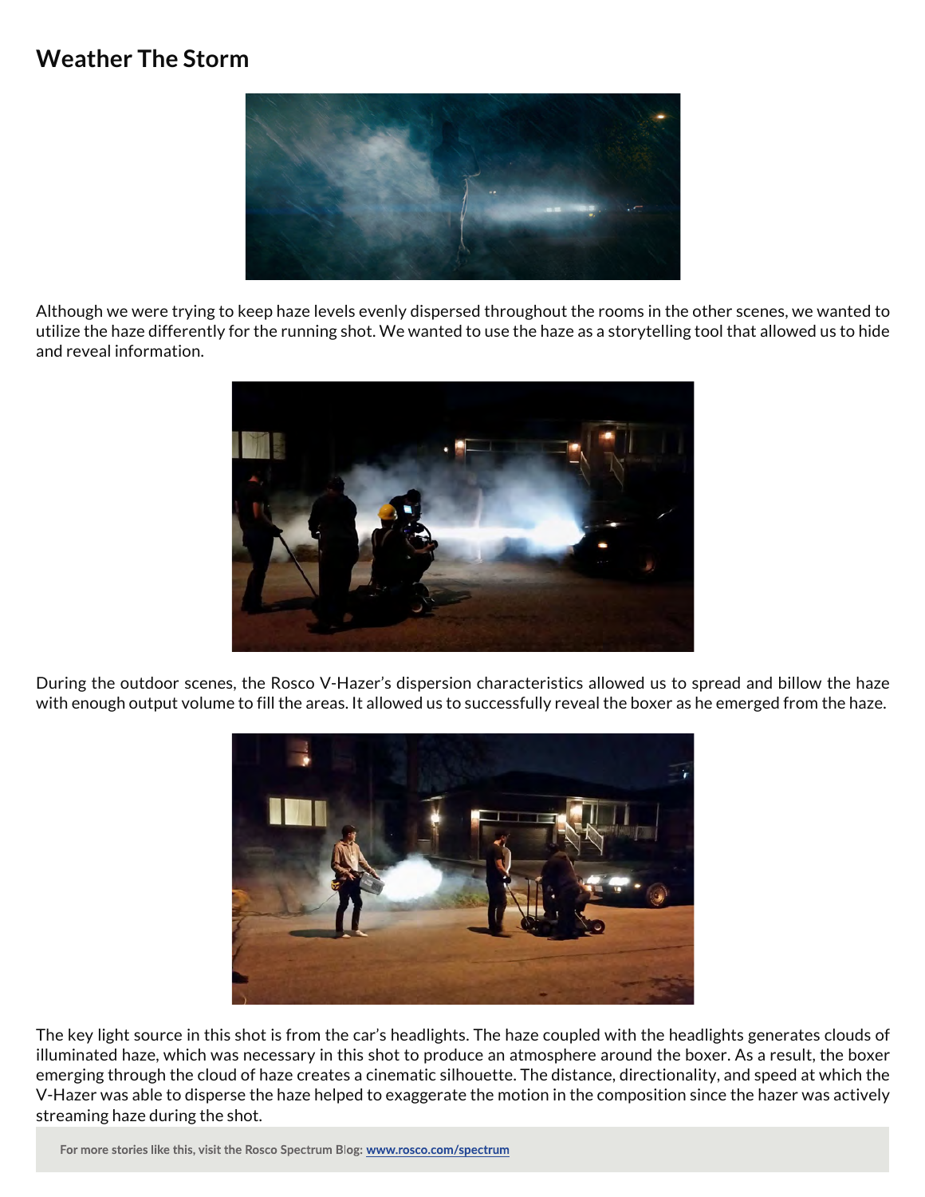## Weather The Storm

Although we were trying to keep haze levels evenly dispersed throughout the rooms in the other scenes, we wanted to utilize the haze differently for the running shot. We wanted to use the haze as a storytelling tool that allowed us to hide and reveal information.

During the outdoor scenes, the Rosco V-Hazer's dispersion characteristics allowed us to spread and billow the haze with enough output volume to fill the areas. It allowed us to successfully reveal the boxer as he emerged from the haze.

The key light source in this shot is from the car's headlights. The haze coupled with the headlights generates clouds of illuminated haze, which was necessary in this shot to produce an atmosphere around the boxer. As a result, the boxer emerging through the cloud of haze creates a cinematic silhouette. The distance, directionality, and speed at which the V-Hazer was able to disperse the haze helped to exaggerate the motion in the composition since the hazer was actively streaming haze during the shot.

**For more stories like this, visit the Rosco Spectrum Blog: www.rosco.com/spectrum**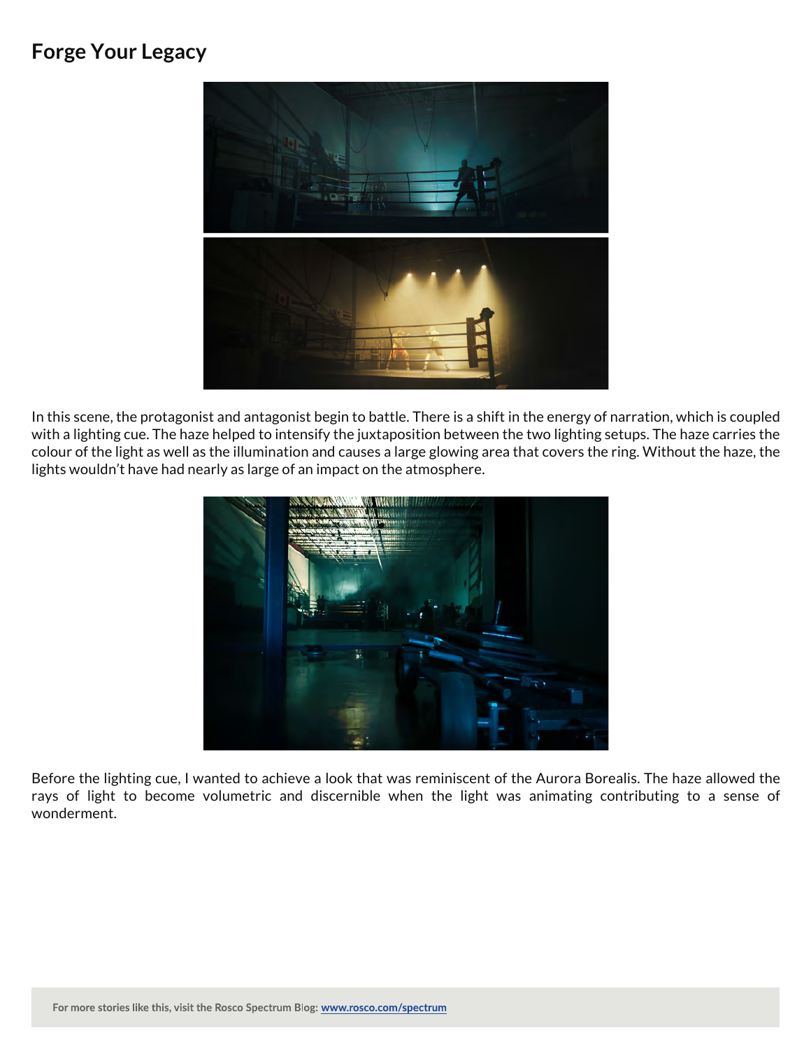## Forge Your Legacy

In this scene, the protagonist and antagonist begin to battle. There is a shift in the energy of narration, which is coupled with a lighting cue. The haze helped to intensify the juxtaposition between the two lighting setups. The haze carries the colour of the light as well as the illumination and causes a large glowing area that covers the ring. Without the haze, the lights wouldn't have had nearly as large of an impact on the atmosphere.

Before the lighting cue, I wanted to achieve a look that was reminiscent of the Aurora Borealis. The haze allowed the rays of light to become volumetric and discernible when the light was animating contributing to a sense of wonderment.

For more stories like this, visit the Rosco Spectrum Blog: www.rosco.com/spectrum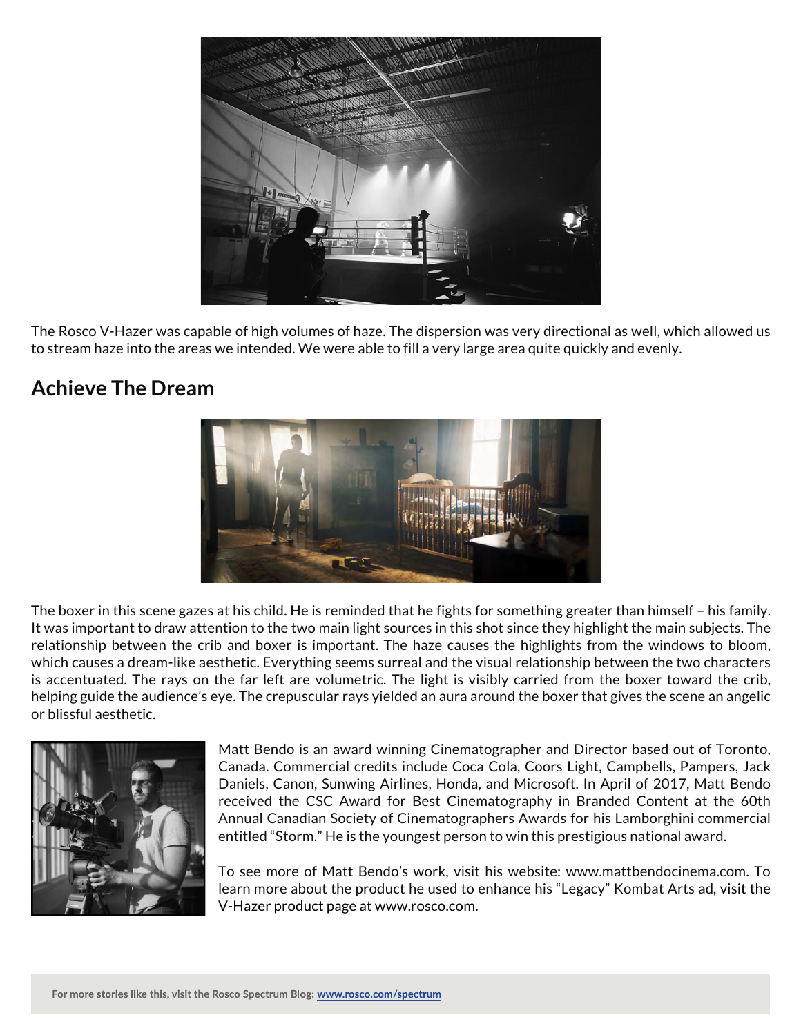The Rosco V-Hazer was capable of high volumes of haze. The dispersion was very directional as well, which allowed us to stream haze into the areas we intended. We were able to fill a very large area quite quickly and evenly.

## Achieve The Dream

The boxer in this scene gazes at his child. He is reminded that he fights for something greater than himself – his family. It was important to draw attention to the two main light sources in this shot since they highlight the main subjects. The relationship between the crib and boxer is important. The haze causes the highlights from the windows to bloom, which causes a dream-like aesthetic. Everything seems surreal and the visual relationship between the two characters is accentuated. The rays on the far left are volumetric. The light is visibly carried from the boxer toward the crib, helping guide the audience's eye. The crepuscular rays yielded an aura around the boxer that gives the scene an angelic or blissful aesthetic.

Matt Bendo is an award winning Cinematographer and Director based out of Toronto, Canada. Commercial credits include Coca Cola, Coors Light, Campbells, Pampers, Jack Daniels, Canon, Sunwing Airlines, Honda, and Microsoft. In April of 2017, Matt Bendo received the CSC Award for Best Cinematography in Branded Content at the 60th Annual Canadian Society of Cinematographers Awards for his Lamborghini commercial entitled "Storm." He is the youngest person to win this prestigious national award.

To see more of Matt Bendo's work, visit his website: www.mattbendocinema.com. To learn more about the product he used to enhance his "Legacy" Kombat Arts ad, visit the V-Hazer product page at www.rosco.com.

**For more stories like this, visit the Rosco Spectrum Blog: www.rosco.com/spectrum**